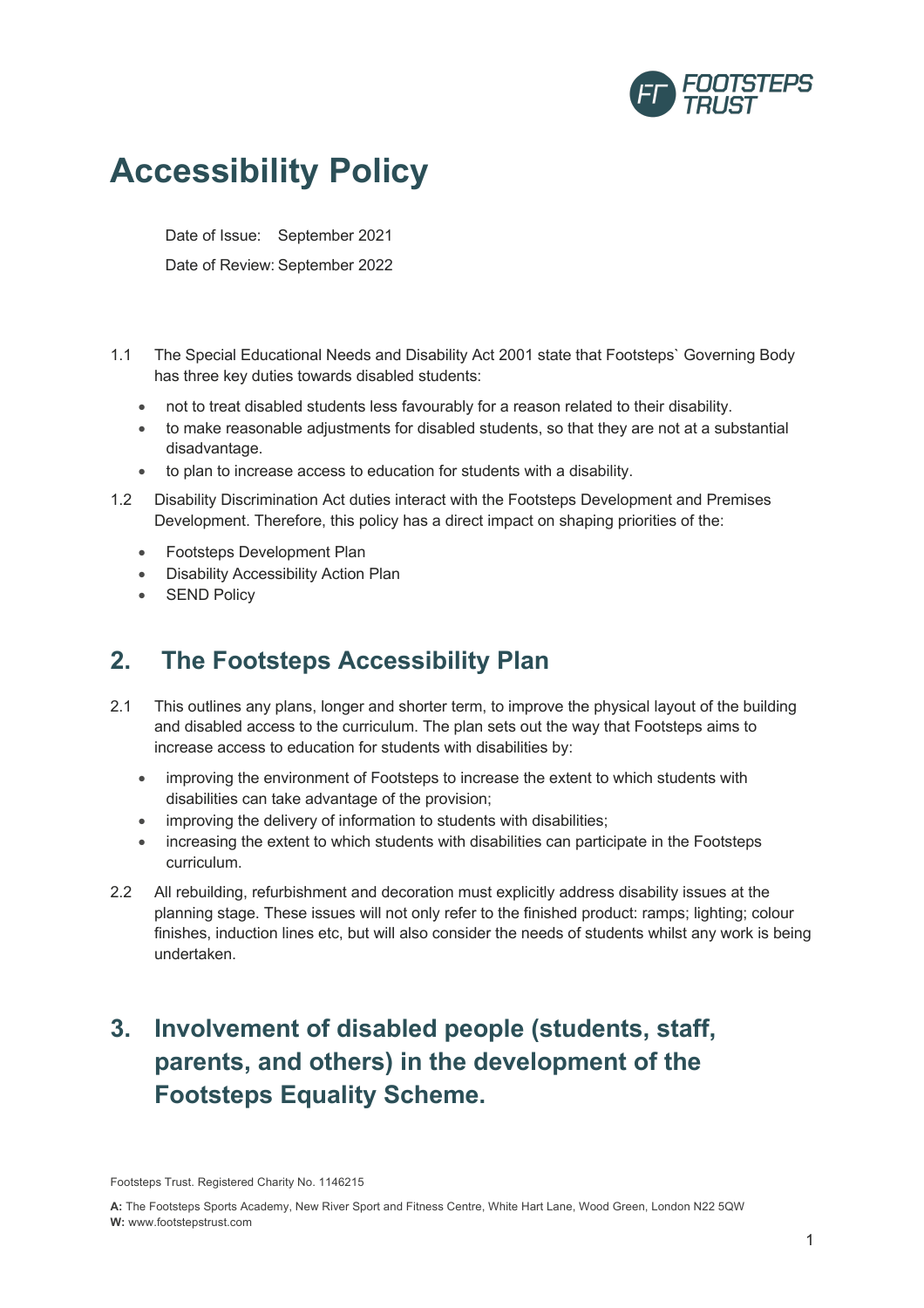# Accessibility Policy

Date of Issue: September 2021

Date of Review: September 2022

1.1 The Special Educational Needs and Disability Act 2001 state that Footsteps` Governing Body has three key duties towards disabled students:

- not to treat disabled students less favourably for a reason related to their disability.
- to make reasonable adjustments for disabled students, so that they are not at a substantial disadvantage.
- to plan to increase access to education for students with a disability.

1.2 Disability Discrimination Act duties interact with the Footsteps Development and Premises Development. Therefore, this policy has a direct impact on shaping priorities of the:

- Footsteps Development Plan
- Disability Accessibility Action Plan
- SEND Policy

## 2. The Footsteps Accessibility Plan

2.1 This outlines any plans, longer and shorter term, to improve the physical layout of the building and disabled access to the curriculum. The plan sets out the way that Footsteps aims to increase access to education for students with disabilities by:

- improving the environment of Footsteps to increase the extent to which students with disabilities can take advantage of the provision;
- improving the delivery of information to students with disabilities;
- increasing the extent to which students with disabilities can participate in the Footsteps curriculum.

2.2 All rebuilding, refurbishment and decoration must explicitly address disability issues at the planning stage. These issues will not only refer to the finished product: ramps; lighting; colour finishes, induction lines etc, but will also consider the needs of students whilst any work is being undertaken.

## 3. Involvement of disabled people (students, staff, parents, and others) in the development of the Footsteps Equality Scheme.

Footsteps Trust. Registered Charity No. 1146215

**A:** The Footsteps Sports Academy, New River Sport and Fitness Centre, White Hart Lane, Wood Green, London N22 5QW
**W:** www.footstepstrust.com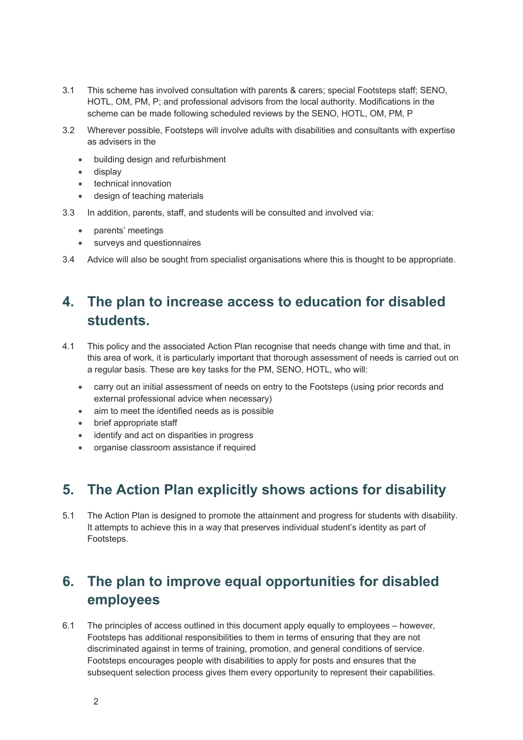3.1 This scheme has involved consultation with parents & carers; special Footsteps staff; SENO, HOTL, OM, PM, P; and professional advisors from the local authority. Modifications in the scheme can be made following scheduled reviews by the SENO, HOTL, OM, PM, P

3.2 Wherever possible, Footsteps will involve adults with disabilities and consultants with expertise as advisers in the

- building design and refurbishment
- display
- technical innovation
- design of teaching materials

3.3 In addition, parents, staff, and students will be consulted and involved via:

- parents' meetings
- surveys and questionnaires

3.4 Advice will also be sought from specialist organisations where this is thought to be appropriate.

## 4. The plan to increase access to education for disabled students.

4.1 This policy and the associated Action Plan recognise that needs change with time and that, in this area of work, it is particularly important that thorough assessment of needs is carried out on a regular basis. These are key tasks for the PM, SENO, HOTL, who will:

- carry out an initial assessment of needs on entry to the Footsteps (using prior records and external professional advice when necessary)
- aim to meet the identified needs as is possible
- brief appropriate staff
- identify and act on disparities in progress
- organise classroom assistance if required

## 5. The Action Plan explicitly shows actions for disability

5.1 The Action Plan is designed to promote the attainment and progress for students with disability. It attempts to achieve this in a way that preserves individual student's identity as part of Footsteps.

## 6. The plan to improve equal opportunities for disabled employees

6.1 The principles of access outlined in this document apply equally to employees – however, Footsteps has additional responsibilities to them in terms of ensuring that they are not discriminated against in terms of training, promotion, and general conditions of service. Footsteps encourages people with disabilities to apply for posts and ensures that the subsequent selection process gives them every opportunity to represent their capabilities.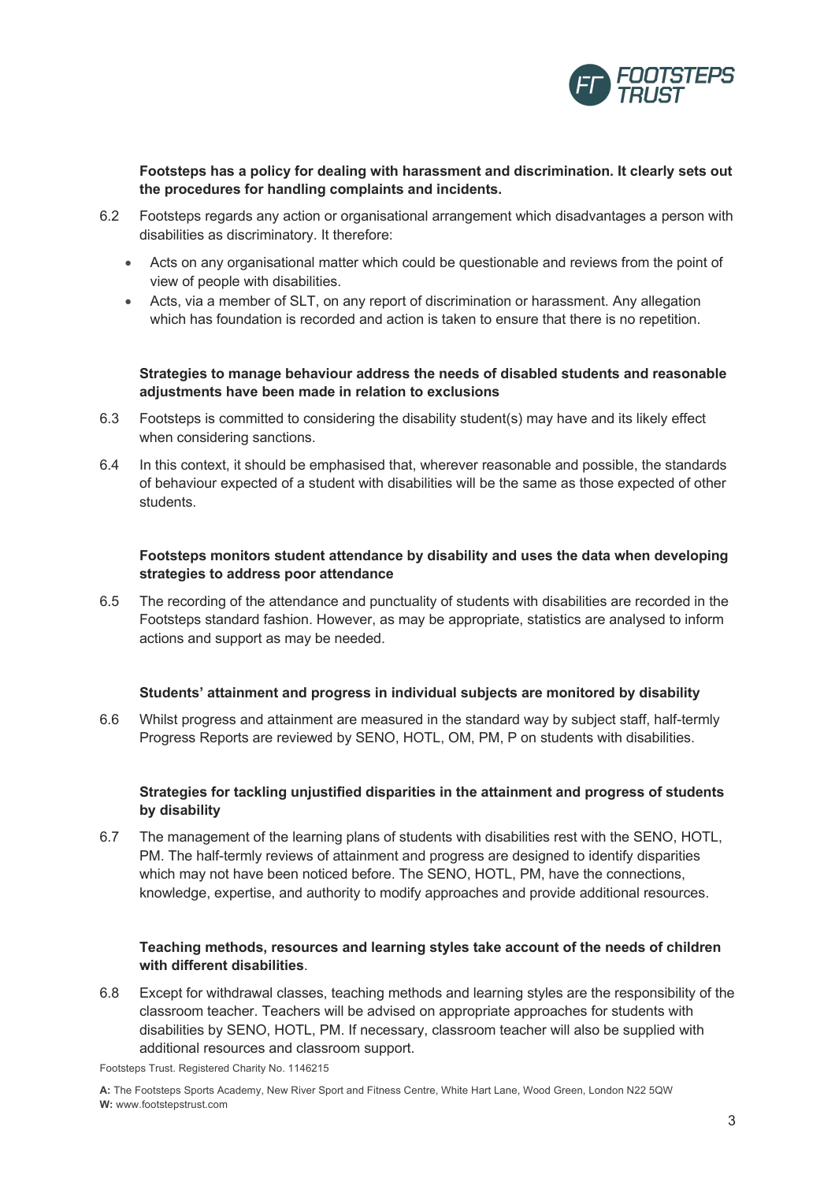**Footsteps has a policy for dealing with harassment and discrimination. It clearly sets out the procedures for handling complaints and incidents.**

6.2 Footsteps regards any action or organisational arrangement which disadvantages a person with disabilities as discriminatory. It therefore:

- Acts on any organisational matter which could be questionable and reviews from the point of view of people with disabilities.
- Acts, via a member of SLT, on any report of discrimination or harassment. Any allegation which has foundation is recorded and action is taken to ensure that there is no repetition.

**Strategies to manage behaviour address the needs of disabled students and reasonable adjustments have been made in relation to exclusions**

6.3 Footsteps is committed to considering the disability student(s) may have and its likely effect when considering sanctions.

6.4 In this context, it should be emphasised that, wherever reasonable and possible, the standards of behaviour expected of a student with disabilities will be the same as those expected of other students.

**Footsteps monitors student attendance by disability and uses the data when developing strategies to address poor attendance**

6.5 The recording of the attendance and punctuality of students with disabilities are recorded in the Footsteps standard fashion. However, as may be appropriate, statistics are analysed to inform actions and support as may be needed.

**Students' attainment and progress in individual subjects are monitored by disability**

6.6 Whilst progress and attainment are measured in the standard way by subject staff, half-termly Progress Reports are reviewed by SENO, HOTL, OM, PM, P on students with disabilities.

**Strategies for tackling unjustified disparities in the attainment and progress of students by disability**

6.7 The management of the learning plans of students with disabilities rest with the SENO, HOTL, PM. The half-termly reviews of attainment and progress are designed to identify disparities which may not have been noticed before. The SENO, HOTL, PM, have the connections, knowledge, expertise, and authority to modify approaches and provide additional resources.

**Teaching methods, resources and learning styles take account of the needs of children with different disabilities**.

6.8 Except for withdrawal classes, teaching methods and learning styles are the responsibility of the classroom teacher. Teachers will be advised on appropriate approaches for students with disabilities by SENO, HOTL, PM. If necessary, classroom teacher will also be supplied with additional resources and classroom support.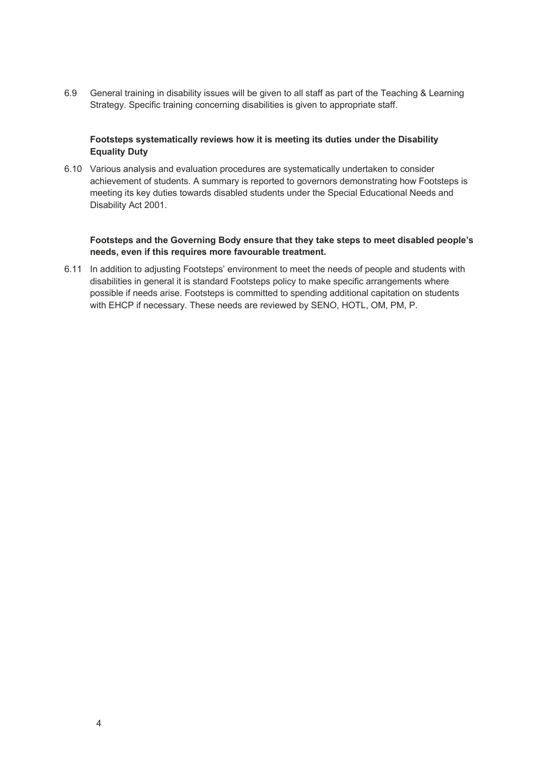6.9 General training in disability issues will be given to all staff as part of the Teaching & Learning Strategy. Specific training concerning disabilities is given to appropriate staff.

**Footsteps systematically reviews how it is meeting its duties under the Disability Equality Duty**

6.10 Various analysis and evaluation procedures are systematically undertaken to consider achievement of students. A summary is reported to governors demonstrating how Footsteps is meeting its key duties towards disabled students under the Special Educational Needs and Disability Act 2001.

**Footsteps and the Governing Body ensure that they take steps to meet disabled people's needs, even if this requires more favourable treatment.**

6.11 In addition to adjusting Footsteps' environment to meet the needs of people and students with disabilities in general it is standard Footsteps policy to make specific arrangements where possible if needs arise. Footsteps is committed to spending additional capitation on students with EHCP if necessary. These needs are reviewed by SENO, HOTL, OM, PM, P.